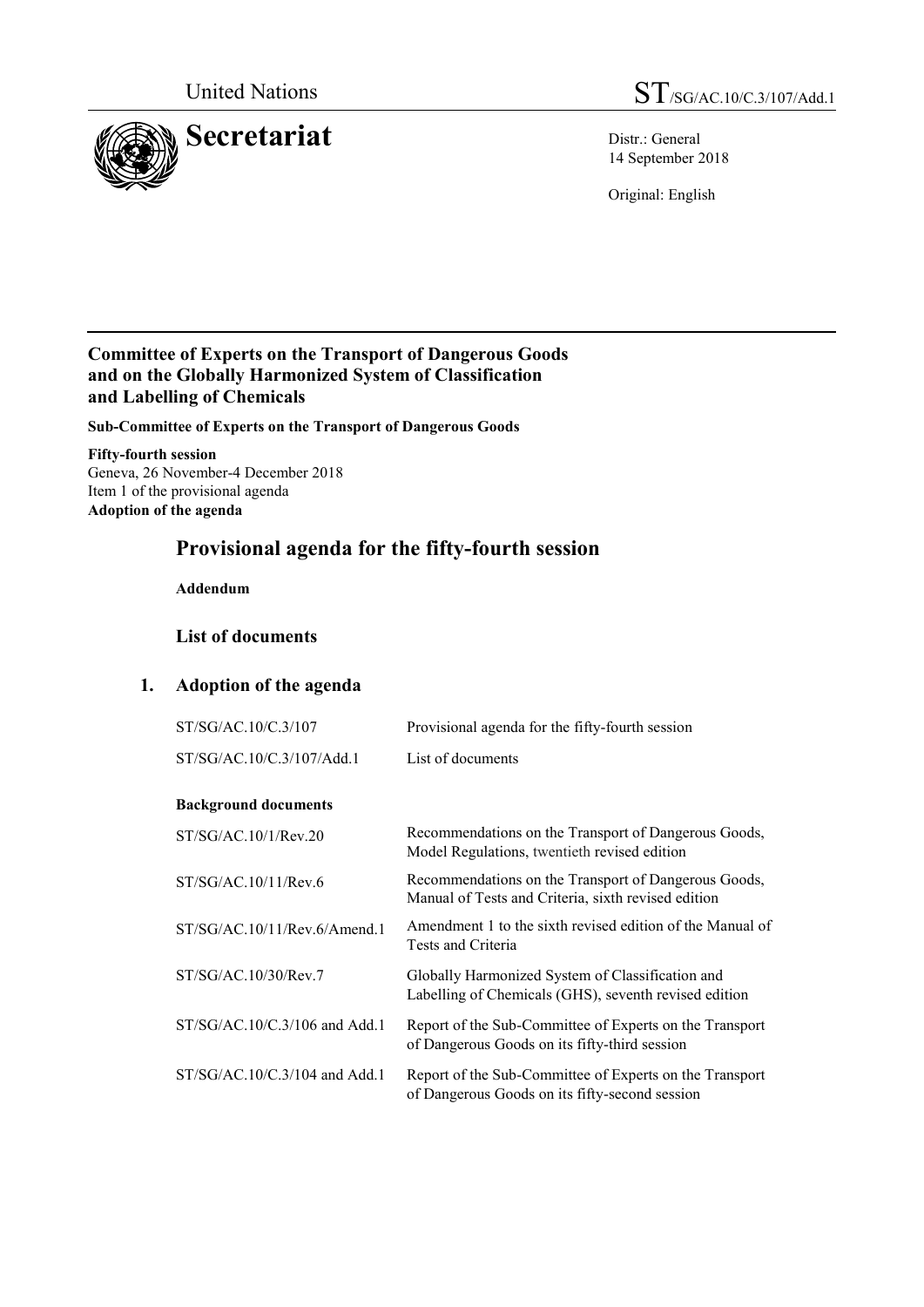United Nations ST/SG/AC.10/C.3/107/Add.1

# Secretariat

Distr.: General
14 September 2018

Original: English

**Committee of Experts on the Transport of Dangerous Goods and on the Globally Harmonized System of Classification and Labelling of Chemicals**

**Sub-Committee of Experts on the Transport of Dangerous Goods**

**Fifty-fourth session**
Geneva, 26 November-4 December 2018
Item 1 of the provisional agenda
**Adoption of the agenda**

## Provisional agenda for the fifty-fourth session

**Addendum**

### List of documents

### 1. Adoption of the agenda

| | |
|---|---|
| ST/SG/AC.10/C.3/107 | Provisional agenda for the fifty-fourth session |
| ST/SG/AC.10/C.3/107/Add.1 | List of documents |

**Background documents**

| | |
|---|---|
| ST/SG/AC.10/1/Rev.20 | Recommendations on the Transport of Dangerous Goods, Model Regulations, twentieth revised edition |
| ST/SG/AC.10/11/Rev.6 | Recommendations on the Transport of Dangerous Goods, Manual of Tests and Criteria, sixth revised edition |
| ST/SG/AC.10/11/Rev.6/Amend.1 | Amendment 1 to the sixth revised edition of the Manual of Tests and Criteria |
| ST/SG/AC.10/30/Rev.7 | Globally Harmonized System of Classification and Labelling of Chemicals (GHS), seventh revised edition |
| ST/SG/AC.10/C.3/106 and Add.1 | Report of the Sub-Committee of Experts on the Transport of Dangerous Goods on its fifty-third session |
| ST/SG/AC.10/C.3/104 and Add.1 | Report of the Sub-Committee of Experts on the Transport of Dangerous Goods on its fifty-second session |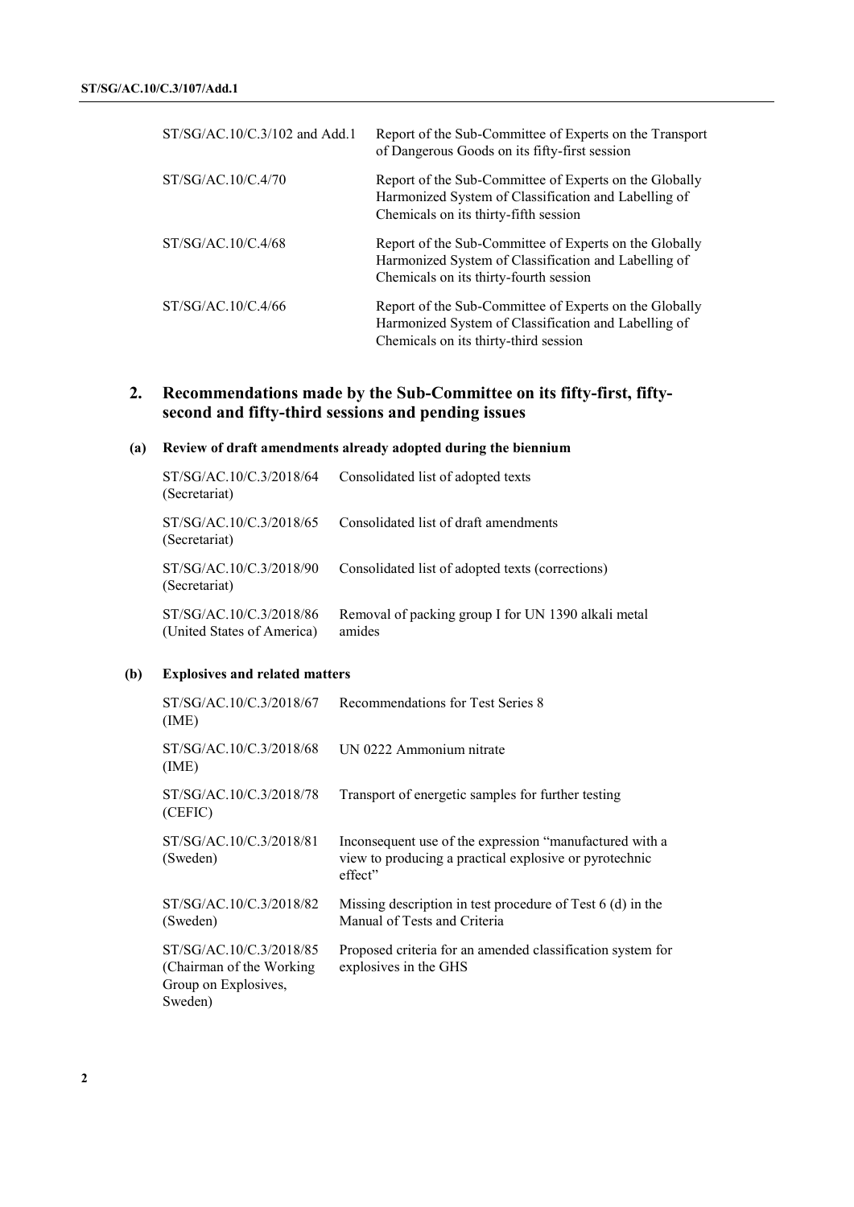| | |
|---|---|
| ST/SG/AC.10/C.3/102 and Add.1 | Report of the Sub-Committee of Experts on the Transport of Dangerous Goods on its fifty-first session |
| ST/SG/AC.10/C.4/70 | Report of the Sub-Committee of Experts on the Globally Harmonized System of Classification and Labelling of Chemicals on its thirty-fifth session |
| ST/SG/AC.10/C.4/68 | Report of the Sub-Committee of Experts on the Globally Harmonized System of Classification and Labelling of Chemicals on its thirty-fourth session |
| ST/SG/AC.10/C.4/66 | Report of the Sub-Committee of Experts on the Globally Harmonized System of Classification and Labelling of Chemicals on its thirty-third session |

## 2. Recommendations made by the Sub-Committee on its fifty-first, fifty-second and fifty-third sessions and pending issues

### (a) Review of draft amendments already adopted during the biennium

| | |
|---|---|
| ST/SG/AC.10/C.3/2018/64 (Secretariat) | Consolidated list of adopted texts |
| ST/SG/AC.10/C.3/2018/65 (Secretariat) | Consolidated list of draft amendments |
| ST/SG/AC.10/C.3/2018/90 (Secretariat) | Consolidated list of adopted texts (corrections) |
| ST/SG/AC.10/C.3/2018/86 (United States of America) | Removal of packing group I for UN 1390 alkali metal amides |

### (b) Explosives and related matters

| | |
|---|---|
| ST/SG/AC.10/C.3/2018/67 (IME) | Recommendations for Test Series 8 |
| ST/SG/AC.10/C.3/2018/68 (IME) | UN 0222 Ammonium nitrate |
| ST/SG/AC.10/C.3/2018/78 (CEFIC) | Transport of energetic samples for further testing |
| ST/SG/AC.10/C.3/2018/81 (Sweden) | Inconsequent use of the expression "manufactured with a view to producing a practical explosive or pyrotechnic effect" |
| ST/SG/AC.10/C.3/2018/82 (Sweden) | Missing description in test procedure of Test 6 (d) in the Manual of Tests and Criteria |
| ST/SG/AC.10/C.3/2018/85 (Chairman of the Working Group on Explosives, Sweden) | Proposed criteria for an amended classification system for explosives in the GHS |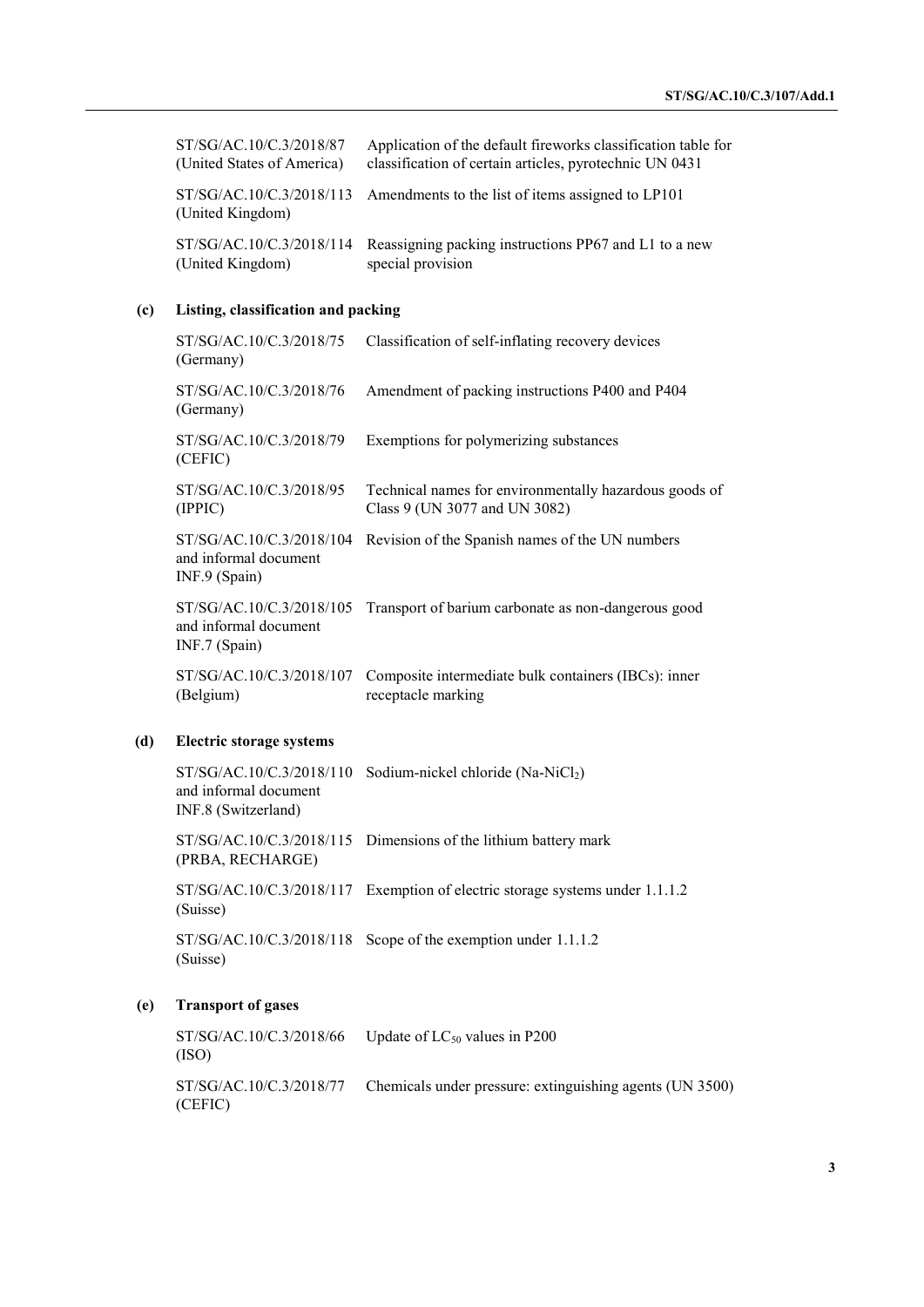| | |
|---|---|
| ST/SG/AC.10/C.3/2018/87 (United States of America) | Application of the default fireworks classification table for classification of certain articles, pyrotechnic UN 0431 |
| ST/SG/AC.10/C.3/2018/113 (United Kingdom) | Amendments to the list of items assigned to LP101 |
| ST/SG/AC.10/C.3/2018/114 (United Kingdom) | Reassigning packing instructions PP67 and L1 to a new special provision |

**(c) Listing, classification and packing**

| | |
|---|---|
| ST/SG/AC.10/C.3/2018/75 (Germany) | Classification of self-inflating recovery devices |
| ST/SG/AC.10/C.3/2018/76 (Germany) | Amendment of packing instructions P400 and P404 |
| ST/SG/AC.10/C.3/2018/79 (CEFIC) | Exemptions for polymerizing substances |
| ST/SG/AC.10/C.3/2018/95 (IPPIC) | Technical names for environmentally hazardous goods of Class 9 (UN 3077 and UN 3082) |
| ST/SG/AC.10/C.3/2018/104 and informal document INF.9 (Spain) | Revision of the Spanish names of the UN numbers |
| ST/SG/AC.10/C.3/2018/105 and informal document INF.7 (Spain) | Transport of barium carbonate as non-dangerous good |
| ST/SG/AC.10/C.3/2018/107 (Belgium) | Composite intermediate bulk containers (IBCs): inner receptacle marking |

**(d) Electric storage systems**

| | |
|---|---|
| ST/SG/AC.10/C.3/2018/110 and informal document INF.8 (Switzerland) | Sodium-nickel chloride (Na-$NiCl_2$) |
| ST/SG/AC.10/C.3/2018/115 (PRBA, RECHARGE) | Dimensions of the lithium battery mark |
| ST/SG/AC.10/C.3/2018/117 (Suisse) | Exemption of electric storage systems under 1.1.1.2 |
| ST/SG/AC.10/C.3/2018/118 (Suisse) | Scope of the exemption under 1.1.1.2 |

**(e) Transport of gases**

| | |
|---|---|
| ST/SG/AC.10/C.3/2018/66 (ISO) | Update of $LC_{50}$ values in P200 |
| ST/SG/AC.10/C.3/2018/77 (CEFIC) | Chemicals under pressure: extinguishing agents (UN 3500) |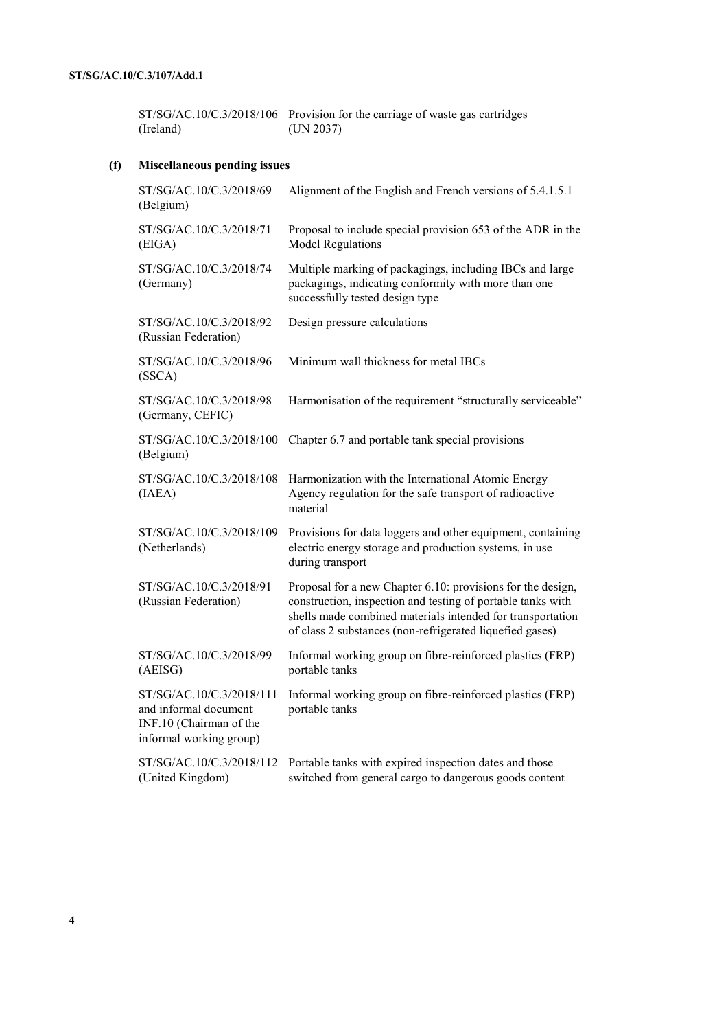| | |
|---|---|
| ST/SG/AC.10/C.3/2018/106 (Ireland) | Provision for the carriage of waste gas cartridges (UN 2037) |

**(f) Miscellaneous pending issues**

| | |
|---|---|
| ST/SG/AC.10/C.3/2018/69 (Belgium) | Alignment of the English and French versions of 5.4.1.5.1 |
| ST/SG/AC.10/C.3/2018/71 (EIGA) | Proposal to include special provision 653 of the ADR in the Model Regulations |
| ST/SG/AC.10/C.3/2018/74 (Germany) | Multiple marking of packagings, including IBCs and large packagings, indicating conformity with more than one successfully tested design type |
| ST/SG/AC.10/C.3/2018/92 (Russian Federation) | Design pressure calculations |
| ST/SG/AC.10/C.3/2018/96 (SSCA) | Minimum wall thickness for metal IBCs |
| ST/SG/AC.10/C.3/2018/98 (Germany, CEFIC) | Harmonisation of the requirement "structurally serviceable" |
| ST/SG/AC.10/C.3/2018/100 (Belgium) | Chapter 6.7 and portable tank special provisions |
| ST/SG/AC.10/C.3/2018/108 (IAEA) | Harmonization with the International Atomic Energy Agency regulation for the safe transport of radioactive material |
| ST/SG/AC.10/C.3/2018/109 (Netherlands) | Provisions for data loggers and other equipment, containing electric energy storage and production systems, in use during transport |
| ST/SG/AC.10/C.3/2018/91 (Russian Federation) | Proposal for a new Chapter 6.10: provisions for the design, construction, inspection and testing of portable tanks with shells made combined materials intended for transportation of class 2 substances (non-refrigerated liquefied gases) |
| ST/SG/AC.10/C.3/2018/99 (AEISG) | Informal working group on fibre-reinforced plastics (FRP) portable tanks |
| ST/SG/AC.10/C.3/2018/111 and informal document INF.10 (Chairman of the informal working group) | Informal working group on fibre-reinforced plastics (FRP) portable tanks |
| ST/SG/AC.10/C.3/2018/112 (United Kingdom) | Portable tanks with expired inspection dates and those switched from general cargo to dangerous goods content |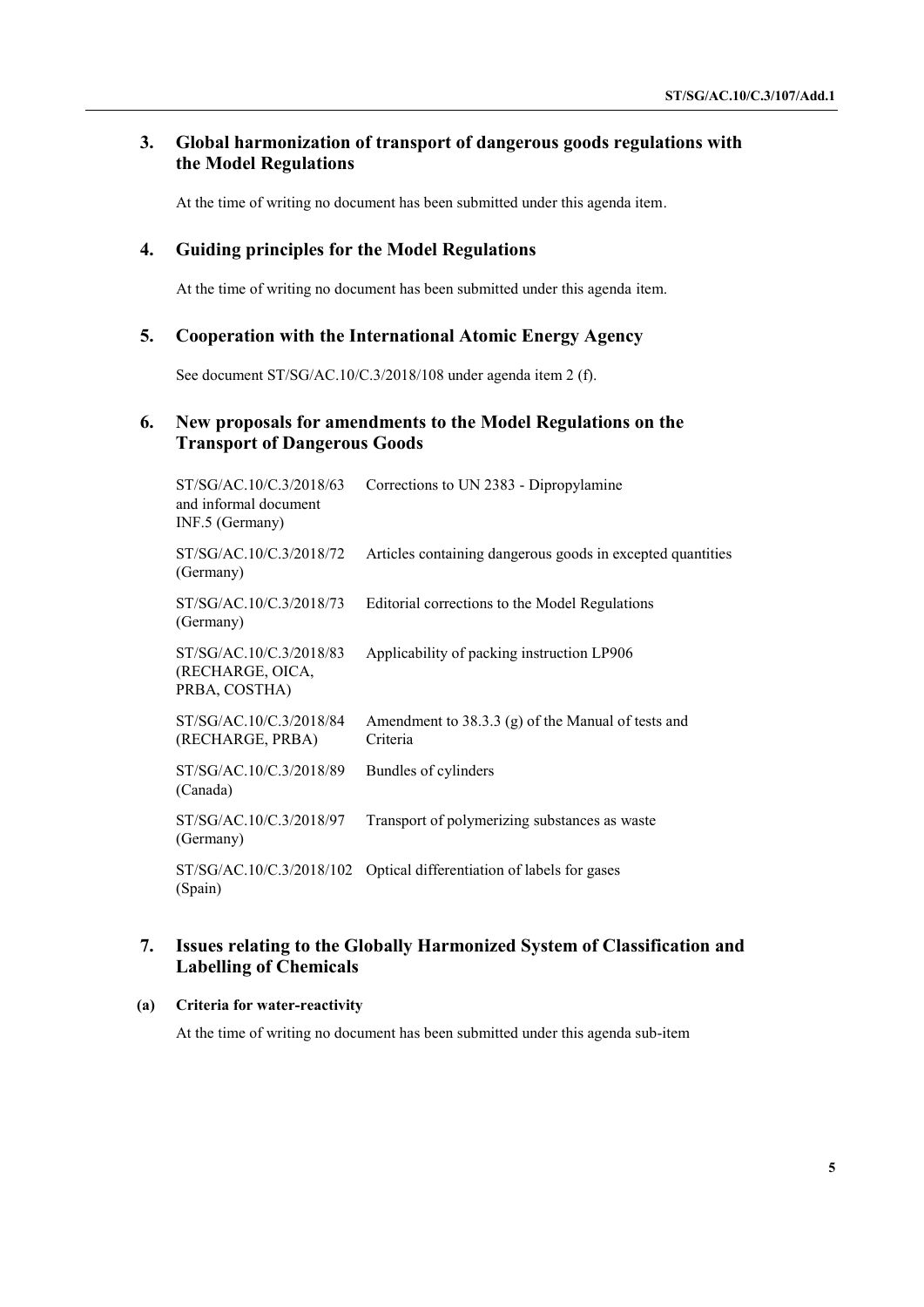## 3. Global harmonization of transport of dangerous goods regulations with the Model Regulations

At the time of writing no document has been submitted under this agenda item.

## 4. Guiding principles for the Model Regulations

At the time of writing no document has been submitted under this agenda item.

## 5. Cooperation with the International Atomic Energy Agency

See document ST/SG/AC.10/C.3/2018/108 under agenda item 2 (f).

## 6. New proposals for amendments to the Model Regulations on the Transport of Dangerous Goods

| | |
|---|---|
| ST/SG/AC.10/C.3/2018/63 and informal document INF.5 (Germany) | Corrections to UN 2383 - Dipropylamine |
| ST/SG/AC.10/C.3/2018/72 (Germany) | Articles containing dangerous goods in excepted quantities |
| ST/SG/AC.10/C.3/2018/73 (Germany) | Editorial corrections to the Model Regulations |
| ST/SG/AC.10/C.3/2018/83 (RECHARGE, OICA, PRBA, COSTHA) | Applicability of packing instruction LP906 |
| ST/SG/AC.10/C.3/2018/84 (RECHARGE, PRBA) | Amendment to 38.3.3 (g) of the Manual of tests and Criteria |
| ST/SG/AC.10/C.3/2018/89 (Canada) | Bundles of cylinders |
| ST/SG/AC.10/C.3/2018/97 (Germany) | Transport of polymerizing substances as waste |
| ST/SG/AC.10/C.3/2018/102 (Spain) | Optical differentiation of labels for gases |

## 7. Issues relating to the Globally Harmonized System of Classification and Labelling of Chemicals

### (a) Criteria for water-reactivity

At the time of writing no document has been submitted under this agenda sub-item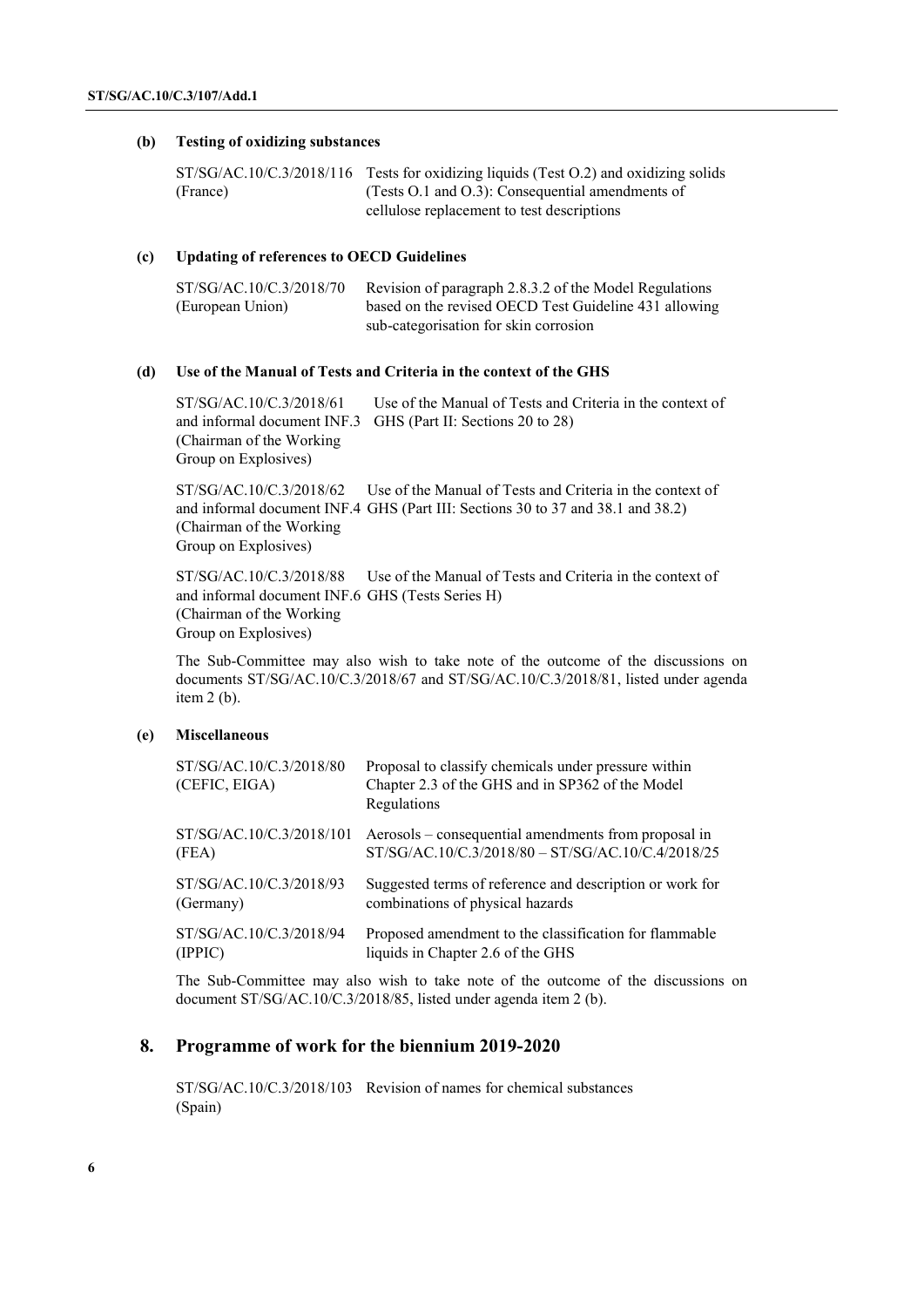### (b) Testing of oxidizing substances

| | |
|---|---|
| ST/SG/AC.10/C.3/2018/116 (France) | Tests for oxidizing liquids (Test O.2) and oxidizing solids (Tests O.1 and O.3): Consequential amendments of cellulose replacement to test descriptions |

### (c) Updating of references to OECD Guidelines

| | |
|---|---|
| ST/SG/AC.10/C.3/2018/70 (European Union) | Revision of paragraph 2.8.3.2 of the Model Regulations based on the revised OECD Test Guideline 431 allowing sub-categorisation for skin corrosion |

### (d) Use of the Manual of Tests and Criteria in the context of the GHS

| | |
|---|---|
| ST/SG/AC.10/C.3/2018/61 and informal document INF.3 (Chairman of the Working Group on Explosives) | Use of the Manual of Tests and Criteria in the context of GHS (Part II: Sections 20 to 28) |
| ST/SG/AC.10/C.3/2018/62 and informal document INF.4 (Chairman of the Working Group on Explosives) | Use of the Manual of Tests and Criteria in the context of GHS (Part III: Sections 30 to 37 and 38.1 and 38.2) |
| ST/SG/AC.10/C.3/2018/88 and informal document INF.6 (Chairman of the Working Group on Explosives) | Use of the Manual of Tests and Criteria in the context of GHS (Tests Series H) |

The Sub-Committee may also wish to take note of the outcome of the discussions on documents ST/SG/AC.10/C.3/2018/67 and ST/SG/AC.10/C.3/2018/81, listed under agenda item 2 (b).

### (e) Miscellaneous

| | |
|---|---|
| ST/SG/AC.10/C.3/2018/80 (CEFIC, EIGA) | Proposal to classify chemicals under pressure within Chapter 2.3 of the GHS and in SP362 of the Model Regulations |
| ST/SG/AC.10/C.3/2018/101 (FEA) | Aerosols – consequential amendments from proposal in ST/SG/AC.10/C.3/2018/80 – ST/SG/AC.10/C.4/2018/25 |
| ST/SG/AC.10/C.3/2018/93 (Germany) | Suggested terms of reference and description or work for combinations of physical hazards |
| ST/SG/AC.10/C.3/2018/94 (IPPIC) | Proposed amendment to the classification for flammable liquids in Chapter 2.6 of the GHS |

The Sub-Committee may also wish to take note of the outcome of the discussions on document ST/SG/AC.10/C.3/2018/85, listed under agenda item 2 (b).

## 8. Programme of work for the biennium 2019-2020

| | |
|---|---|
| ST/SG/AC.10/C.3/2018/103 (Spain) | Revision of names for chemical substances |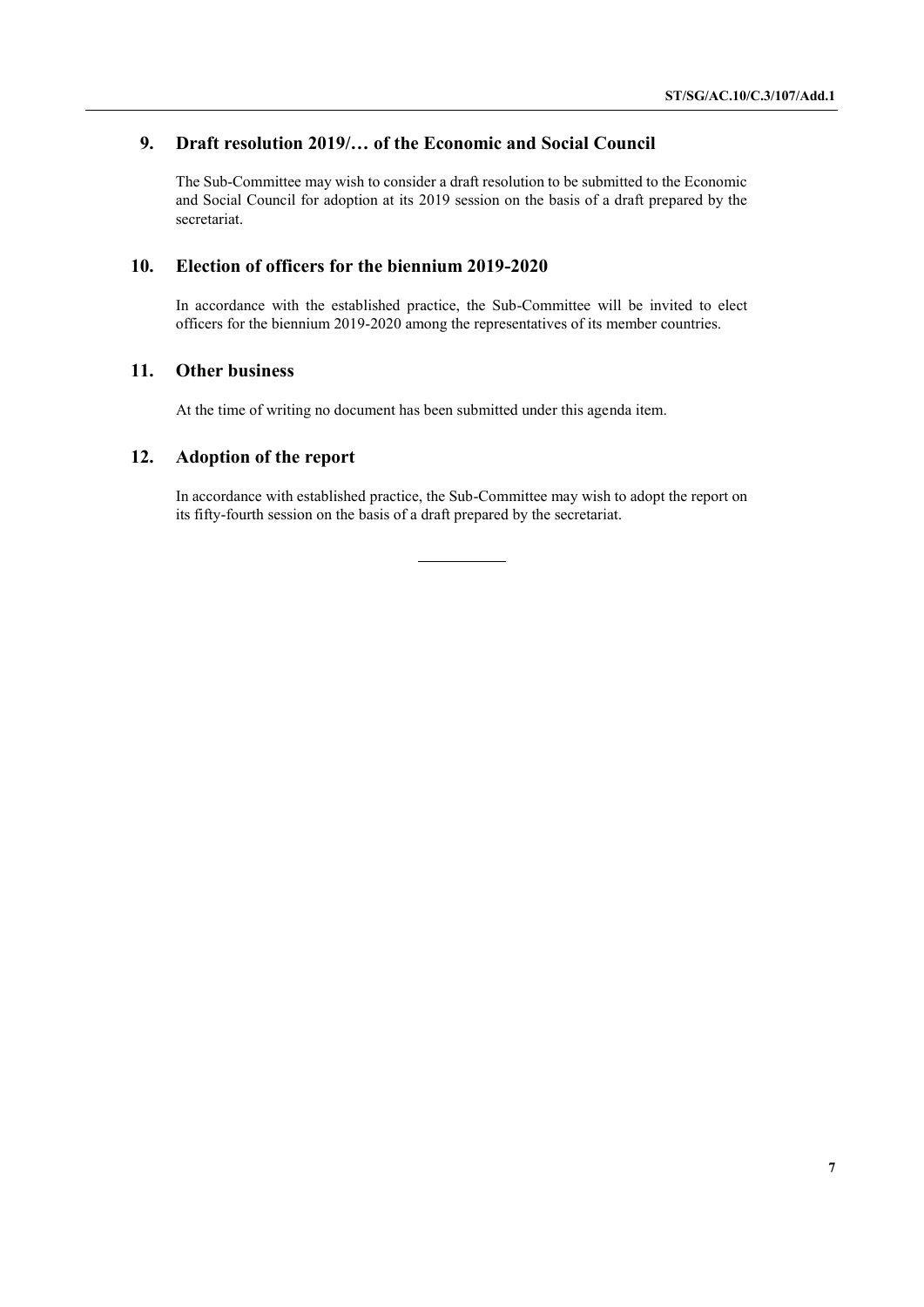## 9. Draft resolution 2019/… of the Economic and Social Council

The Sub-Committee may wish to consider a draft resolution to be submitted to the Economic and Social Council for adoption at its 2019 session on the basis of a draft prepared by the secretariat.

## 10. Election of officers for the biennium 2019-2020

In accordance with the established practice, the Sub-Committee will be invited to elect officers for the biennium 2019-2020 among the representatives of its member countries.

## 11. Other business

At the time of writing no document has been submitted under this agenda item.

## 12. Adoption of the report

In accordance with established practice, the Sub-Committee may wish to adopt the report on its fifty-fourth session on the basis of a draft prepared by the secretariat.